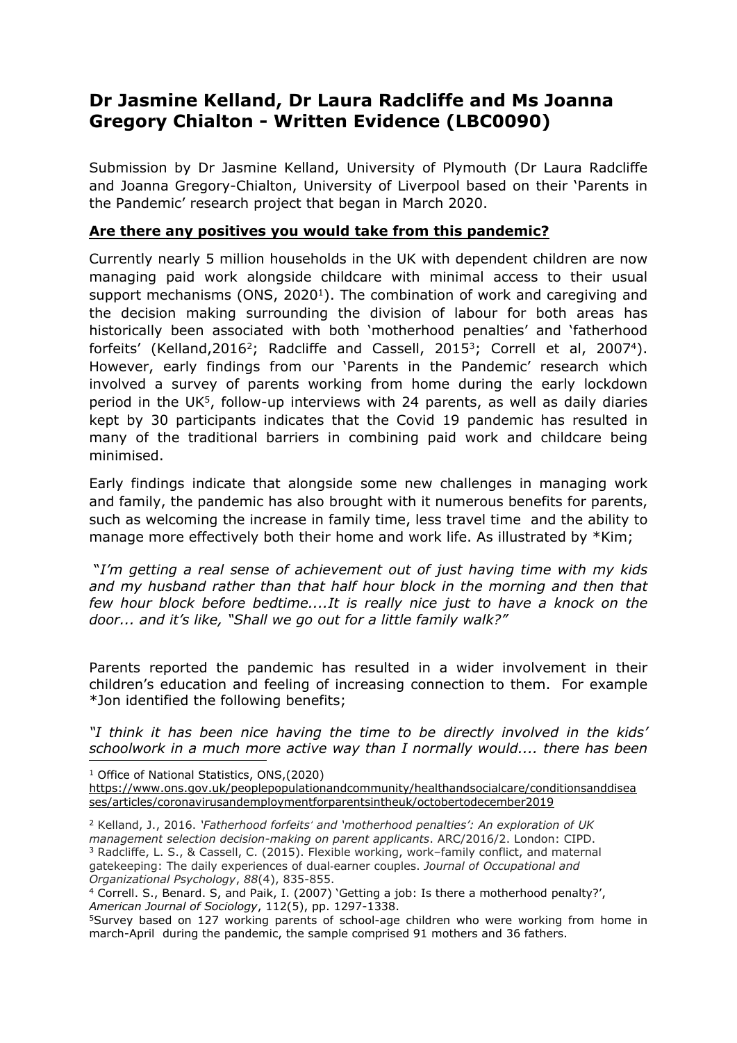# Dr Jasmine Kelland, Dr Laura Radcliffe and Ms Joanna Gregory Chialton - Written Evidence (LBC0090)

Submission by Dr Jasmine Kelland, University of Plymouth (Dr Laura Radcliffe and Joanna Gregory-Chialton, University of Liverpool based on their 'Parents in the Pandemic' research project that began in March 2020.

**<u>Are there any positives you would take from this pandemic?</u>**

Currently nearly 5 million households in the UK with dependent children are now managing paid work alongside childcare with minimal access to their usual support mechanisms (ONS, 2020[1]). The combination of work and caregiving and the decision making surrounding the division of labour for both areas has historically been associated with both 'motherhood penalties' and 'fatherhood forfeits' (Kelland,2016[2]; Radcliffe and Cassell, 2015[3]; Correll et al, 2007[4]). However, early findings from our 'Parents in the Pandemic' research which involved a survey of parents working from home during the early lockdown period in the UK[5], follow-up interviews with 24 parents, as well as daily diaries kept by 30 participants indicates that the Covid 19 pandemic has resulted in many of the traditional barriers in combining paid work and childcare being minimised.

Early findings indicate that alongside some new challenges in managing work and family, the pandemic has also brought with it numerous benefits for parents, such as welcoming the increase in family time, less travel time and the ability to manage more effectively both their home and work life. As illustrated by *Kim;

*"I'm getting a real sense of achievement out of just having time with my kids and my husband rather than that half hour block in the morning and then that few hour block before bedtime....It is really nice just to have a knock on the door... and it's like, "Shall we go out for a little family walk?"*

Parents reported the pandemic has resulted in a wider involvement in their children's education and feeling of increasing connection to them. For example *Jon identified the following benefits;

*"I think it has been nice having the time to be directly involved in the kids' schoolwork in a much more active way than I normally would.... there has been*

---

[1] Office of National Statistics, ONS,(2020) https://www.ons.gov.uk/peoplepopulationandcommunity/healthandsocialcare/conditionsanddiseases/articles/coronavirusandemploymentforparentsintheuk/octobertodecember2019

[2] Kelland, J., 2016. *'Fatherhood forfeits' and 'motherhood penalties': An exploration of UK management selection decision-making on parent applicants*. ARC/2016/2. London: CIPD.

[3] Radcliffe, L. S., & Cassell, C. (2015). Flexible working, work–family conflict, and maternal gatekeeping: The daily experiences of dual-earner couples. *Journal of Occupational and Organizational Psychology*, *88*(4), 835-855.

[4] Correll. S., Benard. S, and Paik, I. (2007) 'Getting a job: Is there a motherhood penalty?', *American Journal of Sociology*, 112(5), pp. 1297-1338.

[5] Survey based on 127 working parents of school-age children who were working from home in march-April during the pandemic, the sample comprised 91 mothers and 36 fathers.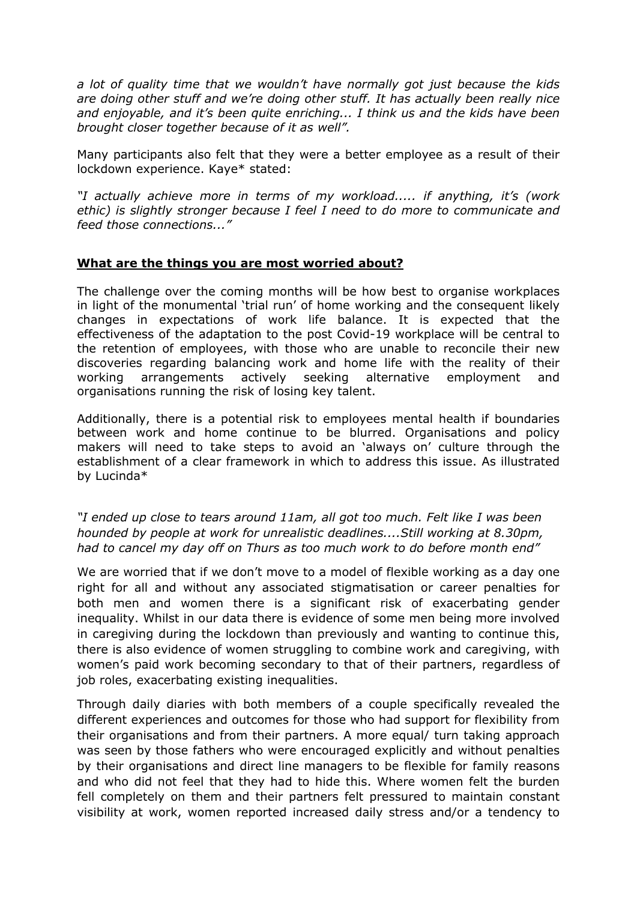*a lot of quality time that we wouldn't have normally got just because the kids are doing other stuff and we're doing other stuff. It has actually been really nice and enjoyable, and it's been quite enriching... I think us and the kids have been brought closer together because of it as well".*

Many participants also felt that they were a better employee as a result of their lockdown experience. Kaye* stated:

*"I actually achieve more in terms of my workload..... if anything, it's (work ethic) is slightly stronger because I feel I need to do more to communicate and feed those connections..."*

**What are the things you are most worried about?**

The challenge over the coming months will be how best to organise workplaces in light of the monumental 'trial run' of home working and the consequent likely changes in expectations of work life balance. It is expected that the effectiveness of the adaptation to the post Covid-19 workplace will be central to the retention of employees, with those who are unable to reconcile their new discoveries regarding balancing work and home life with the reality of their working arrangements actively seeking alternative employment and organisations running the risk of losing key talent.

Additionally, there is a potential risk to employees mental health if boundaries between work and home continue to be blurred. Organisations and policy makers will need to take steps to avoid an 'always on' culture through the establishment of a clear framework in which to address this issue. As illustrated by Lucinda*

*"I ended up close to tears around 11am, all got too much. Felt like I was been hounded by people at work for unrealistic deadlines....Still working at 8.30pm, had to cancel my day off on Thurs as too much work to do before month end"*

We are worried that if we don't move to a model of flexible working as a day one right for all and without any associated stigmatisation or career penalties for both men and women there is a significant risk of exacerbating gender inequality. Whilst in our data there is evidence of some men being more involved in caregiving during the lockdown than previously and wanting to continue this, there is also evidence of women struggling to combine work and caregiving, with women's paid work becoming secondary to that of their partners, regardless of job roles, exacerbating existing inequalities.

Through daily diaries with both members of a couple specifically revealed the different experiences and outcomes for those who had support for flexibility from their organisations and from their partners. A more equal/ turn taking approach was seen by those fathers who were encouraged explicitly and without penalties by their organisations and direct line managers to be flexible for family reasons and who did not feel that they had to hide this. Where women felt the burden fell completely on them and their partners felt pressured to maintain constant visibility at work, women reported increased daily stress and/or a tendency to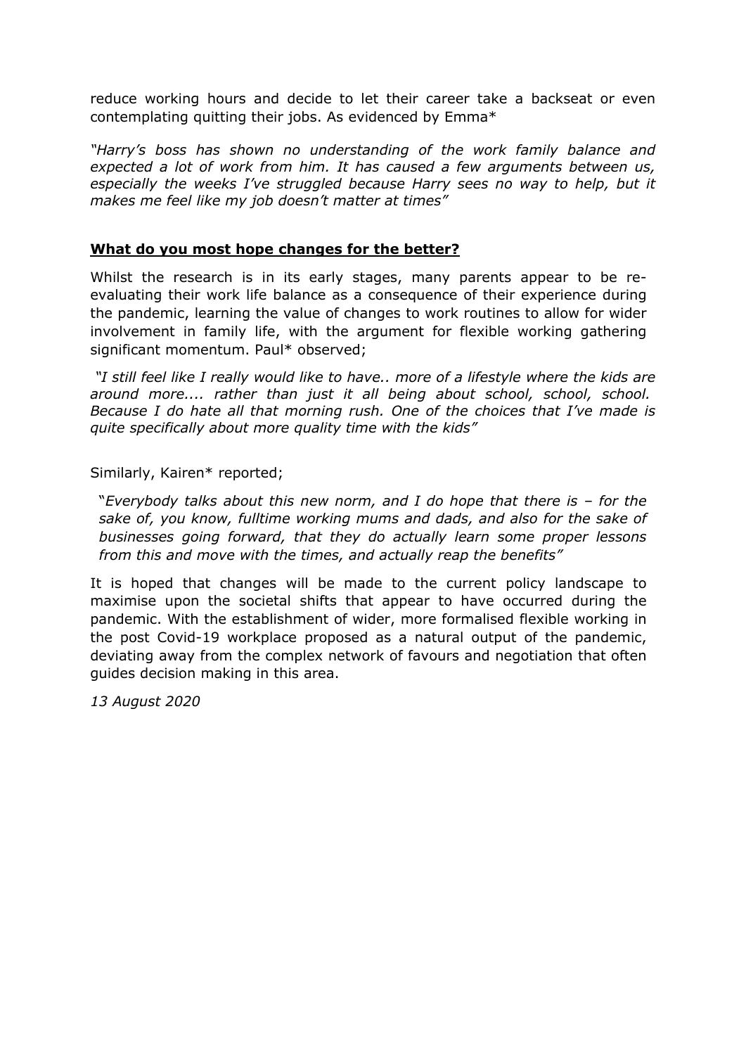reduce working hours and decide to let their career take a backseat or even contemplating quitting their jobs. As evidenced by Emma*

*"Harry's boss has shown no understanding of the work family balance and expected a lot of work from him. It has caused a few arguments between us, especially the weeks I've struggled because Harry sees no way to help, but it makes me feel like my job doesn't matter at times"*

## What do you most hope changes for the better?

Whilst the research is in its early stages, many parents appear to be re-evaluating their work life balance as a consequence of their experience during the pandemic, learning the value of changes to work routines to allow for wider involvement in family life, with the argument for flexible working gathering significant momentum. Paul* observed;

*"I still feel like I really would like to have.. more of a lifestyle where the kids are around more.... rather than just it all being about school, school, school. Because I do hate all that morning rush. One of the choices that I've made is quite specifically about more quality time with the kids"*

Similarly, Kairen* reported;

"*Everybody talks about this new norm, and I do hope that there is – for the sake of, you know, fulltime working mums and dads, and also for the sake of businesses going forward, that they do actually learn some proper lessons from this and move with the times, and actually reap the benefits"*

It is hoped that changes will be made to the current policy landscape to maximise upon the societal shifts that appear to have occurred during the pandemic. With the establishment of wider, more formalised flexible working in the post Covid-19 workplace proposed as a natural output of the pandemic, deviating away from the complex network of favours and negotiation that often guides decision making in this area.

*13 August 2020*